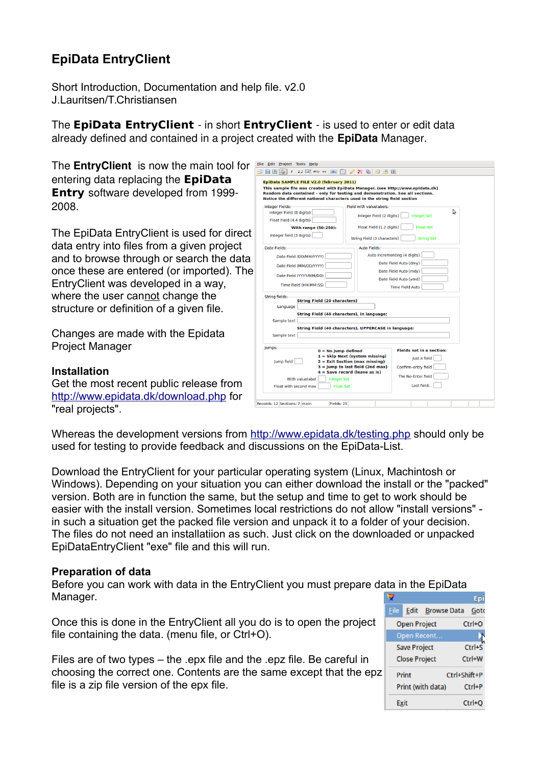# EpiData EntryClient

Short Introduction, Documentation and help file. v2.0
J.Lauritsen/T.Christiansen

The **EpiData EntryClient** - in short **EntryClient** - is used to enter or edit data already defined and contained in a project created with the **EpiData** Manager.

The **EntryClient** is now the main tool for entering data replacing the **EpiData Entry** software developed from 1999-2008.

The EpiData EntryClient is used for direct data entry into files from a given project and to browse through or search the data once these are entered (or imported). The EntryClient was developed in a way, where the user can<u>not</u> change the structure or definition of a given file.

Changes are made with the Epidata Project Manager

**Installation**
Get the most recent public release from [http://www.epidata.dk/download.php](http://www.epidata.dk/download.php) for "real projects".

Whereas the development versions from [http://www.epidata.dk/testing.php](http://www.epidata.dk/testing.php) should only be used for testing to provide feedback and discussions on the EpiData-List.

Download the EntryClient for your particular operating system (Linux, Machintosh or Windows). Depending on your situation you can either download the install or the "packed" version. Both are in function the same, but the setup and time to get to work should be easier with the install version. Sometimes local restrictions do not allow "install versions" - in such a situation get the packed file version and unpack it to a folder of your decision. The files do not need an installatiion as such. Just click on the downloaded or unpacked EpiDataEntryClient "exe" file and this will run.

**Preparation of data**
Before you can work with data in the EntryClient you must prepare data in the EpiData Manager.

Once this is done in the EntryClient all you do is to open the project file containing the data. (menu file, or Ctrl+O).

Files are of two types – the .epx file and the .epz file. Be careful in choosing the correct one. Contents are the same except that the epz file is a zip file version of the epx file.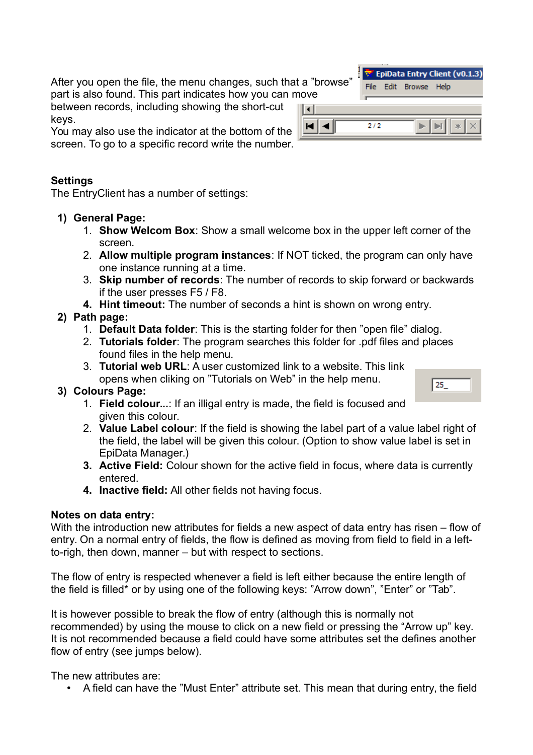After you open the file, the menu changes, such that a ”browse” part is also found. This part indicates how you can move between records, including showing the short-cut keys.
You may also use the indicator at the bottom of the screen. To go to a specific record write the number.

**Settings**
The EntryClient has a number of settings:

1) **General Page:**
   1. **Show Welcom Box**: Show a small welcome box in the upper left corner of the screen.
   2. **Allow multiple program instances**: If NOT ticked, the program can only have one instance running at a time.
   3. **Skip number of records**: The number of records to skip forward or backwards if the user presses F5 / F8.
   4. **Hint timeout:** The number of seconds a hint is shown on wrong entry.
2) **Path page:**
   1. **Default Data folder**: This is the starting folder for then ”open file” dialog.
   2. **Tutorials folder**: The program searches this folder for .pdf files and places found files in the help menu.
   3. **Tutorial web URL**: A user customized link to a website. This link opens when cliking on ”Tutorials on Web” in the help menu.
3) **Colours Page:**
   1. **Field colour...**: If an illigal entry is made, the field is focused and given this colour.
   2. **Value Label colour**: If the field is showing the label part of a value label right of the field, the label will be given this colour. (Option to show value label is set in EpiData Manager.)
   3. **Active Field:** Colour shown for the active field in focus, where data is currently entered.
   4. **Inactive field:** All other fields not having focus.

**Notes on data entry:**
With the introduction new attributes for fields a new aspect of data entry has risen – flow of entry. On a normal entry of fields, the flow is defined as moving from field to field in a left-to-righ, then down, manner – but with respect to sections.

The flow of entry is respected whenever a field is left either because the entire length of the field is filled* or by using one of the following keys: ”Arrow down”, ”Enter” or ”Tab”.

It is however possible to break the flow of entry (although this is normally not recommended) by using the mouse to click on a new field or pressing the “Arrow up” key. It is not recommended because a field could have some attributes set the defines another flow of entry (see jumps below).

The new attributes are:

- A field can have the ”Must Enter” attribute set. This mean that during entry, the field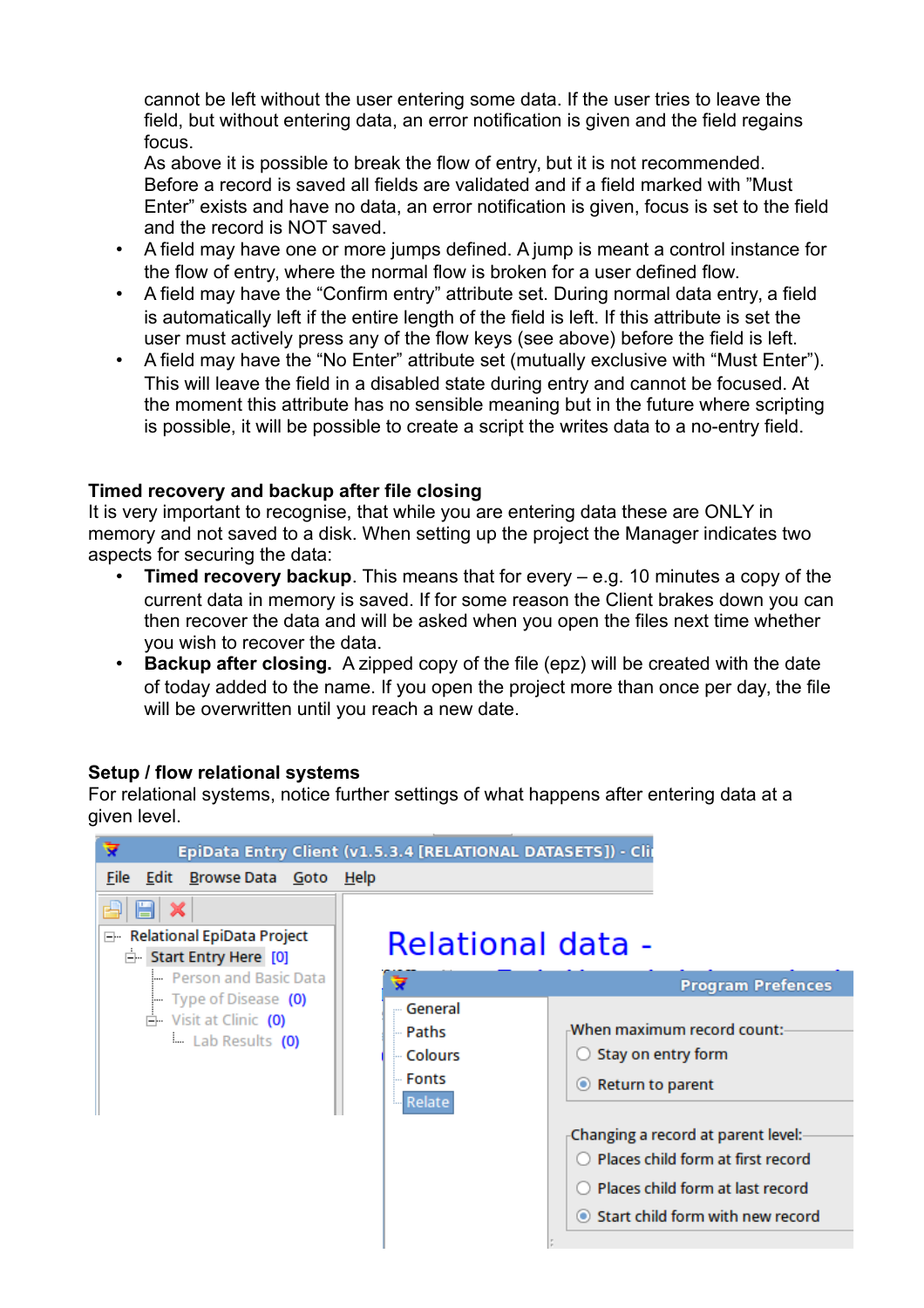cannot be left without the user entering some data. If the user tries to leave the field, but without entering data, an error notification is given and the field regains focus.
As above it is possible to break the flow of entry, but it is not recommended. Before a record is saved all fields are validated and if a field marked with "Must Enter" exists and have no data, an error notification is given, focus is set to the field and the record is NOT saved.

- A field may have one or more jumps defined. A jump is meant a control instance for the flow of entry, where the normal flow is broken for a user defined flow.
- A field may have the "Confirm entry" attribute set. During normal data entry, a field is automatically left if the entire length of the field is left. If this attribute is set the user must actively press any of the flow keys (see above) before the field is left.
- A field may have the "No Enter" attribute set (mutually exclusive with "Must Enter"). This will leave the field in a disabled state during entry and cannot be focused. At the moment this attribute has no sensible meaning but in the future where scripting is possible, it will be possible to create a script the writes data to a no-entry field.

### Timed recovery and backup after file closing

It is very important to recognise, that while you are entering data these are ONLY in memory and not saved to a disk. When setting up the project the Manager indicates two aspects for securing the data:

- **Timed recovery backup**. This means that for every – e.g. 10 minutes a copy of the current data in memory is saved. If for some reason the Client brakes down you can then recover the data and will be asked when you open the files next time whether you wish to recover the data.
- **Backup after closing.** A zipped copy of the file (epz) will be created with the date of today added to the name. If you open the project more than once per day, the file will be overwritten until you reach a new date.

### Setup / flow relational systems

For relational systems, notice further settings of what happens after entering data at a given level.

EpiData Entry Client (v1.5.3.4 [RELATIONAL DATASETS]) - Cli

File Edit Browse Data Goto Help

Relational EpiData Project
Start Entry Here [0]
Person and Basic Data
Type of Disease (0)
Visit at Clinic (0)
Lab Results (0)

Relational data -

Program Prefences

General
Paths
Colours
Fonts
Relate

When maximum record count:
Stay on entry form
Return to parent

Changing a record at parent level:
Places child form at first record
Places child form at last record
Start child form with new record